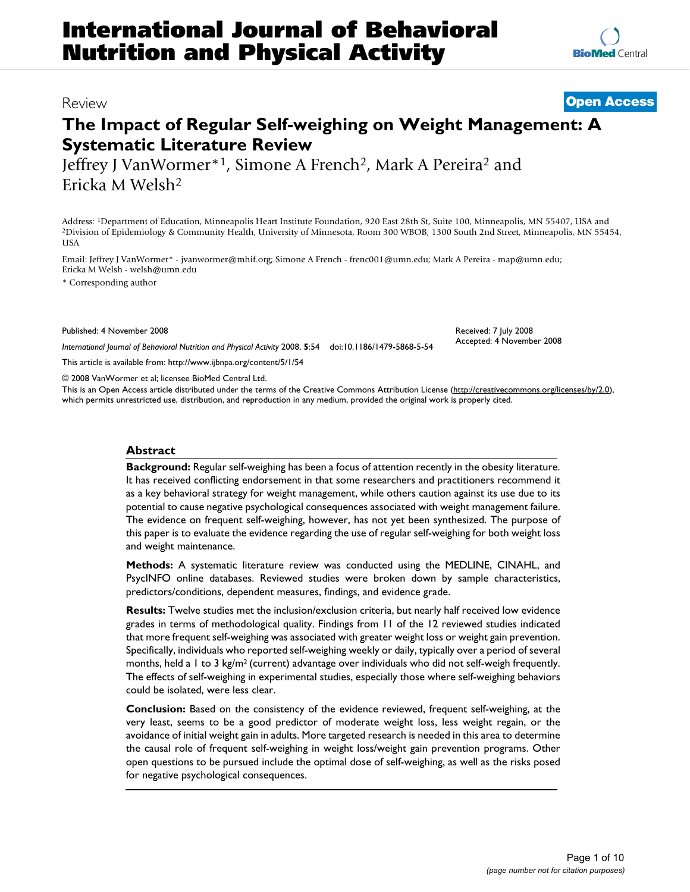# International Journal of Behavioral Nutrition and Physical Activity

Review

**Open Access**

# The Impact of Regular Self-weighing on Weight Management: A Systematic Literature Review

Jeffrey J VanWormer*[1], Simone A French[2], Mark A Pereira[2] and Ericka M Welsh[2]

Address: [1]Department of Education, Minneapolis Heart Institute Foundation, 920 East 28th St, Suite 100, Minneapolis, MN 55407, USA and [2]Division of Epidemiology & Community Health, University of Minnesota, Room 300 WBOB, 1300 South 2nd Street, Minneapolis, MN 55454, USA

Email: Jeffrey J VanWormer* - jvanwormer@mhif.org; Simone A French - frenc001@umn.edu; Mark A Pereira - map@umn.edu; Ericka M Welsh - welsh@umn.edu

\* Corresponding author

Published: 4 November 2008

*International Journal of Behavioral Nutrition and Physical Activity* 2008, **5**:54 doi:10.1186/1479-5868-5-54

Received: 7 July 2008
Accepted: 4 November 2008

This article is available from: http://www.ijbnpa.org/content/5/1/54

© 2008 VanWormer et al; licensee BioMed Central Ltd.

This is an Open Access article distributed under the terms of the Creative Commons Attribution License (http://creativecommons.org/licenses/by/2.0), which permits unrestricted use, distribution, and reproduction in any medium, provided the original work is properly cited.

## Abstract

**Background:** Regular self-weighing has been a focus of attention recently in the obesity literature. It has received conflicting endorsement in that some researchers and practitioners recommend it as a key behavioral strategy for weight management, while others caution against its use due to its potential to cause negative psychological consequences associated with weight management failure. The evidence on frequent self-weighing, however, has not yet been synthesized. The purpose of this paper is to evaluate the evidence regarding the use of regular self-weighing for both weight loss and weight maintenance.

**Methods:** A systematic literature review was conducted using the MEDLINE, CINAHL, and PsycINFO online databases. Reviewed studies were broken down by sample characteristics, predictors/conditions, dependent measures, findings, and evidence grade.

**Results:** Twelve studies met the inclusion/exclusion criteria, but nearly half received low evidence grades in terms of methodological quality. Findings from 11 of the 12 reviewed studies indicated that more frequent self-weighing was associated with greater weight loss or weight gain prevention. Specifically, individuals who reported self-weighing weekly or daily, typically over a period of several months, held a 1 to 3 kg/m$^2$ (current) advantage over individuals who did not self-weigh frequently. The effects of self-weighing in experimental studies, especially those where self-weighing behaviors could be isolated, were less clear.

**Conclusion:** Based on the consistency of the evidence reviewed, frequent self-weighing, at the very least, seems to be a good predictor of moderate weight loss, less weight regain, or the avoidance of initial weight gain in adults. More targeted research is needed in this area to determine the causal role of frequent self-weighing in weight loss/weight gain prevention programs. Other open questions to be pursued include the optimal dose of self-weighing, as well as the risks posed for negative psychological consequences.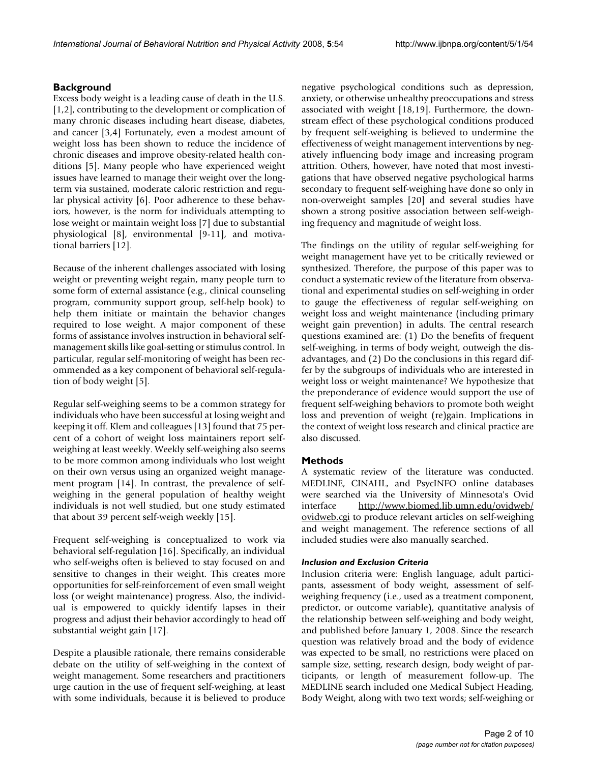## Background

Excess body weight is a leading cause of death in the U.S. [1,2], contributing to the development or complication of many chronic diseases including heart disease, diabetes, and cancer [3,4] Fortunately, even a modest amount of weight loss has been shown to reduce the incidence of chronic diseases and improve obesity-related health conditions [5]. Many people who have experienced weight issues have learned to manage their weight over the long-term via sustained, moderate caloric restriction and regular physical activity [6]. Poor adherence to these behaviors, however, is the norm for individuals attempting to lose weight or maintain weight loss [7] due to substantial physiological [8], environmental [9-11], and motivational barriers [12].

Because of the inherent challenges associated with losing weight or preventing weight regain, many people turn to some form of external assistance (e.g., clinical counseling program, community support group, self-help book) to help them initiate or maintain the behavior changes required to lose weight. A major component of these forms of assistance involves instruction in behavioral self-management skills like goal-setting or stimulus control. In particular, regular self-monitoring of weight has been recommended as a key component of behavioral self-regulation of body weight [5].

Regular self-weighing seems to be a common strategy for individuals who have been successful at losing weight and keeping it off. Klem and colleagues [13] found that 75 percent of a cohort of weight loss maintainers report self-weighing at least weekly. Weekly self-weighing also seems to be more common among individuals who lost weight on their own versus using an organized weight management program [14]. In contrast, the prevalence of self-weighing in the general population of healthy weight individuals is not well studied, but one study estimated that about 39 percent self-weigh weekly [15].

Frequent self-weighing is conceptualized to work via behavioral self-regulation [16]. Specifically, an individual who self-weighs often is believed to stay focused on and sensitive to changes in their weight. This creates more opportunities for self-reinforcement of even small weight loss (or weight maintenance) progress. Also, the individual is empowered to quickly identify lapses in their progress and adjust their behavior accordingly to head off substantial weight gain [17].

Despite a plausible rationale, there remains considerable debate on the utility of self-weighing in the context of weight management. Some researchers and practitioners urge caution in the use of frequent self-weighing, at least with some individuals, because it is believed to produce negative psychological conditions such as depression, anxiety, or otherwise unhealthy preoccupations and stress associated with weight [18,19]. Furthermore, the downstream effect of these psychological conditions produced by frequent self-weighing is believed to undermine the effectiveness of weight management interventions by negatively influencing body image and increasing program attrition. Others, however, have noted that most investigations that have observed negative psychological harms secondary to frequent self-weighing have done so only in non-overweight samples [20] and several studies have shown a strong positive association between self-weighing frequency and magnitude of weight loss.

The findings on the utility of regular self-weighing for weight management have yet to be critically reviewed or synthesized. Therefore, the purpose of this paper was to conduct a systematic review of the literature from observational and experimental studies on self-weighing in order to gauge the effectiveness of regular self-weighing on weight loss and weight maintenance (including primary weight gain prevention) in adults. The central research questions examined are: (1) Do the benefits of frequent self-weighing, in terms of body weight, outweigh the disadvantages, and (2) Do the conclusions in this regard differ by the subgroups of individuals who are interested in weight loss or weight maintenance? We hypothesize that the preponderance of evidence would support the use of frequent self-weighing behaviors to promote both weight loss and prevention of weight (re)gain. Implications in the context of weight loss research and clinical practice are also discussed.

## Methods

A systematic review of the literature was conducted. MEDLINE, CINAHL, and PsycINFO online databases were searched via the University of Minnesota's Ovid interface http://www.biomed.lib.umn.edu/ovidweb/ovidweb.cgi to produce relevant articles on self-weighing and weight management. The reference sections of all included studies were also manually searched.

### *Inclusion and Exclusion Criteria*

Inclusion criteria were: English language, adult participants, assessment of body weight, assessment of self-weighing frequency (i.e., used as a treatment component, predictor, or outcome variable), quantitative analysis of the relationship between self-weighing and body weight, and published before January 1, 2008. Since the research question was relatively broad and the body of evidence was expected to be small, no restrictions were placed on sample size, setting, research design, body weight of participants, or length of measurement follow-up. The MEDLINE search included one Medical Subject Heading, Body Weight, along with two text words; self-weighing or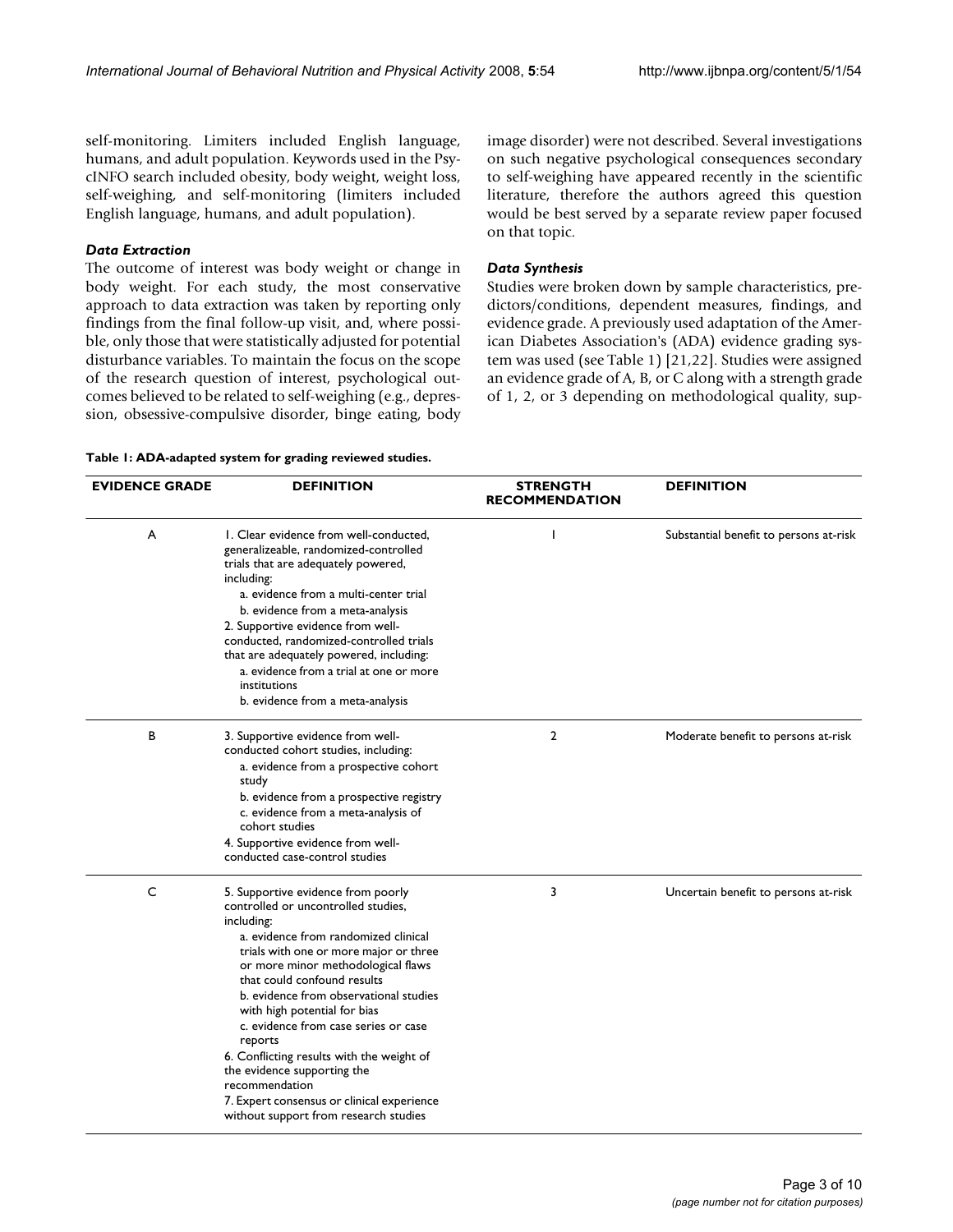self-monitoring. Limiters included English language, humans, and adult population. Keywords used in the PsycINFO search included obesity, body weight, weight loss, self-weighing, and self-monitoring (limiters included English language, humans, and adult population).

### *Data Extraction*

The outcome of interest was body weight or change in body weight. For each study, the most conservative approach to data extraction was taken by reporting only findings from the final follow-up visit, and, where possible, only those that were statistically adjusted for potential disturbance variables. To maintain the focus on the scope of the research question of interest, psychological outcomes believed to be related to self-weighing (e.g., depression, obsessive-compulsive disorder, binge eating, body image disorder) were not described. Several investigations on such negative psychological consequences secondary to self-weighing have appeared recently in the scientific literature, therefore the authors agreed this question would be best served by a separate review paper focused on that topic.

### *Data Synthesis*

Studies were broken down by sample characteristics, predictors/conditions, dependent measures, findings, and evidence grade. A previously used adaptation of the American Diabetes Association's (ADA) evidence grading system was used (see Table 1) [21,22]. Studies were assigned an evidence grade of A, B, or C along with a strength grade of 1, 2, or 3 depending on methodological quality, sup-

**Table 1: ADA-adapted system for grading reviewed studies.**

| EVIDENCE GRADE | DEFINITION | STRENGTH RECOMMENDATION | DEFINITION |
|---|---|---|---|
| A | 1. Clear evidence from well-conducted, generalizeable, randomized-controlled trials that are adequately powered, including:<br>a. evidence from a multi-center trial<br>b. evidence from a meta-analysis<br>2. Supportive evidence from well-conducted, randomized-controlled trials that are adequately powered, including:<br>a. evidence from a trial at one or more institutions<br>b. evidence from a meta-analysis | 1 | Substantial benefit to persons at-risk |
| B | 3. Supportive evidence from well-conducted cohort studies, including:<br>a. evidence from a prospective cohort study<br>b. evidence from a prospective registry<br>c. evidence from a meta-analysis of cohort studies<br>4. Supportive evidence from well-conducted case-control studies | 2 | Moderate benefit to persons at-risk |
| C | 5. Supportive evidence from poorly controlled or uncontrolled studies, including:<br>a. evidence from randomized clinical trials with one or more major or three or more minor methodological flaws that could confound results<br>b. evidence from observational studies with high potential for bias<br>c. evidence from case series or case reports<br>6. Conflicting results with the weight of the evidence supporting the recommendation<br>7. Expert consensus or clinical experience without support from research studies | 3 | Uncertain benefit to persons at-risk |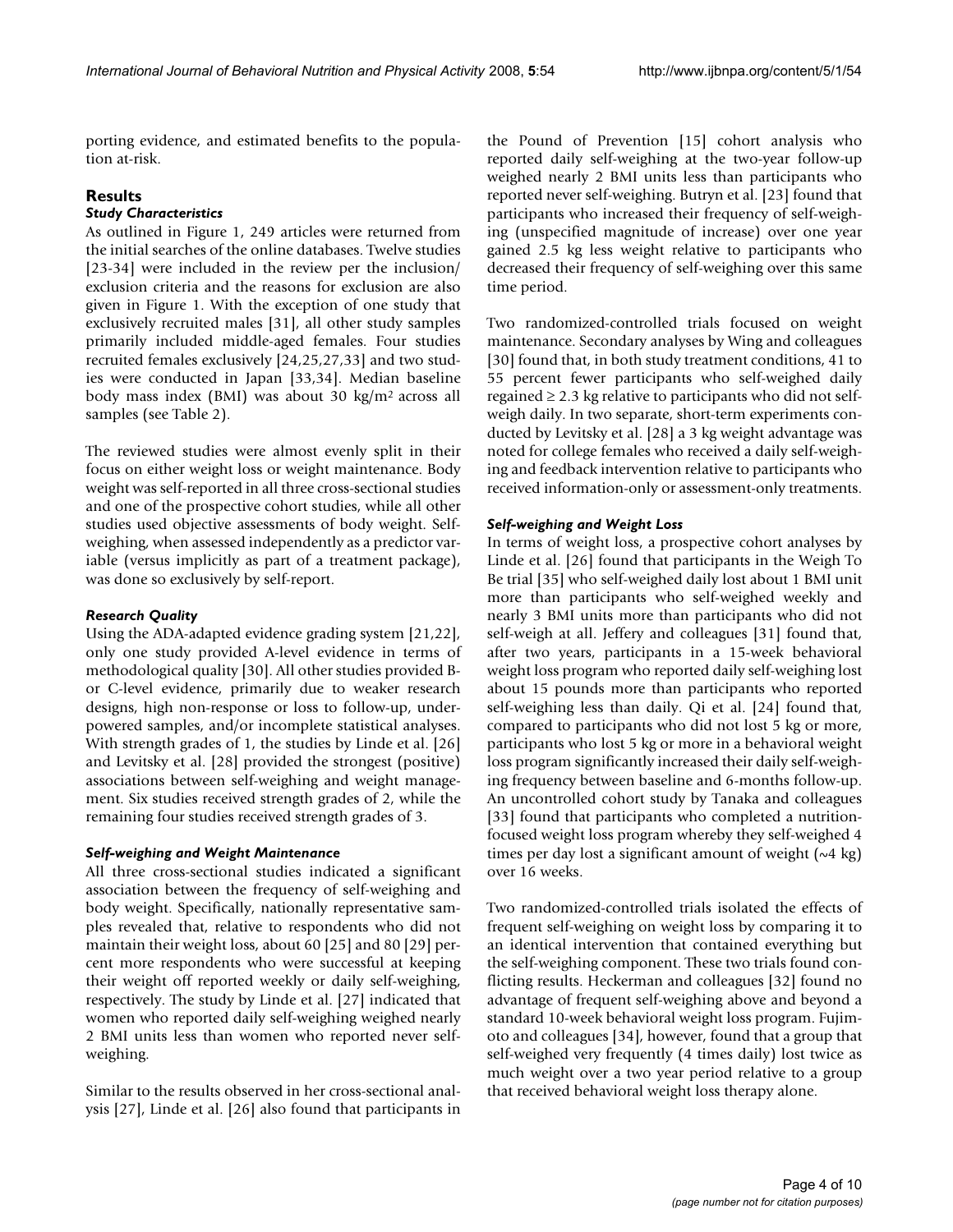porting evidence, and estimated benefits to the population at-risk.

## Results

### Study Characteristics

As outlined in Figure 1, 249 articles were returned from the initial searches of the online databases. Twelve studies [23-34] were included in the review per the inclusion/exclusion criteria and the reasons for exclusion are also given in Figure 1. With the exception of one study that exclusively recruited males [31], all other study samples primarily included middle-aged females. Four studies recruited females exclusively [24,25,27,33] and two studies were conducted in Japan [33,34]. Median baseline body mass index (BMI) was about 30 kg/m$^2$ across all samples (see Table 2).

The reviewed studies were almost evenly split in their focus on either weight loss or weight maintenance. Body weight was self-reported in all three cross-sectional studies and one of the prospective cohort studies, while all other studies used objective assessments of body weight. Self-weighing, when assessed independently as a predictor variable (versus implicitly as part of a treatment package), was done so exclusively by self-report.

### Research Quality

Using the ADA-adapted evidence grading system [21,22], only one study provided A-level evidence in terms of methodological quality [30]. All other studies provided B- or C-level evidence, primarily due to weaker research designs, high non-response or loss to follow-up, underpowered samples, and/or incomplete statistical analyses. With strength grades of 1, the studies by Linde et al. [26] and Levitsky et al. [28] provided the strongest (positive) associations between self-weighing and weight management. Six studies received strength grades of 2, while the remaining four studies received strength grades of 3.

### Self-weighing and Weight Maintenance

All three cross-sectional studies indicated a significant association between the frequency of self-weighing and body weight. Specifically, nationally representative samples revealed that, relative to respondents who did not maintain their weight loss, about 60 [25] and 80 [29] percent more respondents who were successful at keeping their weight off reported weekly or daily self-weighing, respectively. The study by Linde et al. [27] indicated that women who reported daily self-weighing weighed nearly 2 BMI units less than women who reported never self-weighing.

Similar to the results observed in her cross-sectional analysis [27], Linde et al. [26] also found that participants in the Pound of Prevention [15] cohort analysis who reported daily self-weighing at the two-year follow-up weighed nearly 2 BMI units less than participants who reported never self-weighing. Butryn et al. [23] found that participants who increased their frequency of self-weighing (unspecified magnitude of increase) over one year gained 2.5 kg less weight relative to participants who decreased their frequency of self-weighing over this same time period.

Two randomized-controlled trials focused on weight maintenance. Secondary analyses by Wing and colleagues [30] found that, in both study treatment conditions, 41 to 55 percent fewer participants who self-weighed daily regained ≥ 2.3 kg relative to participants who did not self-weigh daily. In two separate, short-term experiments conducted by Levitsky et al. [28] a 3 kg weight advantage was noted for college females who received a daily self-weighing and feedback intervention relative to participants who received information-only or assessment-only treatments.

### Self-weighing and Weight Loss

In terms of weight loss, a prospective cohort analyses by Linde et al. [26] found that participants in the Weigh To Be trial [35] who self-weighed daily lost about 1 BMI unit more than participants who self-weighed weekly and nearly 3 BMI units more than participants who did not self-weigh at all. Jeffery and colleagues [31] found that, after two years, participants in a 15-week behavioral weight loss program who reported daily self-weighing lost about 15 pounds more than participants who reported self-weighing less than daily. Qi et al. [24] found that, compared to participants who did not lost 5 kg or more, participants who lost 5 kg or more in a behavioral weight loss program significantly increased their daily self-weighing frequency between baseline and 6-months follow-up. An uncontrolled cohort study by Tanaka and colleagues [33] found that participants who completed a nutrition-focused weight loss program whereby they self-weighed 4 times per day lost a significant amount of weight (~4 kg) over 16 weeks.

Two randomized-controlled trials isolated the effects of frequent self-weighing on weight loss by comparing it to an identical intervention that contained everything but the self-weighing component. These two trials found conflicting results. Heckerman and colleagues [32] found no advantage of frequent self-weighing above and beyond a standard 10-week behavioral weight loss program. Fujimoto and colleagues [34], however, found that a group that self-weighed very frequently (4 times daily) lost twice as much weight over a two year period relative to a group that received behavioral weight loss therapy alone.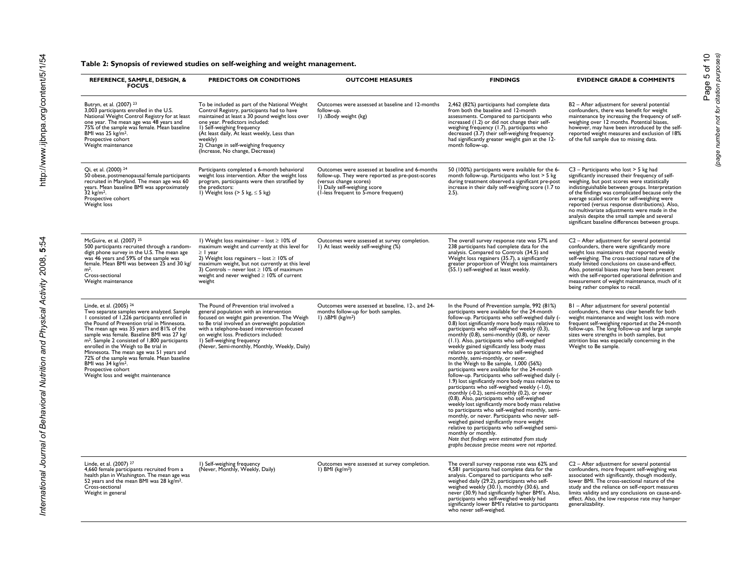**Table 2: Synopsis of reviewed studies on self-weighing and weight management.**

| REFERENCE, SAMPLE, DESIGN, & FOCUS | PREDICTORS OR CONDITIONS | OUTCOME MEASURES | FINDINGS | EVIDENCE GRADE & COMMENTS |
|---|---|---|---|---|
| Butryn, et al. (2007) [23]<br>3,003 participants enrolled in the U.S. National Weight Control Registry for at least one year. The mean age was 48 years and 75% of the sample was female. Mean baseline BMI was 25 kg/m$^2$.<br>Prospective cohort<br>Weight maintenance | To be included as part of the National Weight Control Registry, participants had to have maintained at least a 30 pound weight loss over one year. Predictors included:<br>1) Self-weighing frequency<br>(At least daily, At least weekly, Less than weekly)<br>2) Change in self-weighing frequency<br>(Increase, No change, Decrease) | Outcomes were assessed at baseline and 12-months follow-up.<br>1) $\Delta$Body weight (kg) | 2,462 (82%) participants had complete data from both the baseline and 12-month assessments. Compared to participants who increased (1.2) or did not change their self-weighing frequency (1.7), participants who decreased (3.7) their self-weighing frequency had significantly greater weight gain at the 12-month follow-up. | B2 – After adjustment for several potential confounders, there was benefit for weight maintenance by increasing the frequency of self-weighing over 12 months. Potential biases, however, may have been introduced by the self-reported weight measures and exclusion of 18% of the full sample due to missing data. |
| Qi, et al. (2000) [24]<br>50 obese, postmenopausal female participants recruited in Maryland. The mean age was 60 years. Mean baseline BMI was approximately 32 kg/m$^2$.<br>Prospective cohort<br>Weight loss | Participants completed a 6-month behavioral weight loss intervention. After the weight loss program, participants were then stratified by the predictors:<br>1) Weight loss (> 5 kg, ≤ 5 kg) | Outcomes were assessed at baseline and 6-months follow-up. They were reported as pre-post-scores (versus change scores)<br>1) Daily self-weighing score<br>(1-less frequent to 5-more frequent) | 50 (100%) participants were available for the 6-month follow-up. Participants who lost > 5 kg during treatment observed a significant pre-post increase in their daily self-weighing score (1.7 to 2.5). | C3 – Participants who lost > 5 kg had significantly increased their frequency of self-weighing, but post scores were statistically indistinguishable between groups. Interpretation of the findings was complicated because only the average scaled scores for self-weighing were reported (versus response distributions). Also, no multivariate adjustments were made in the analysis despite the small sample and several significant baseline differences between groups. |
| McGuire, et al. (2007) [25]<br>500 participants recruited through a random-digit phone survey in the U.S. The mean age was 46 years and 59% of the sample was female. Mean BMI was between 25 and 30 kg/m$^2$.<br>Cross-sectional<br>Weight maintenance | 1) Weight loss maintainer – lost ≥ 10% of maximum weight and currently at this level for ≥ 1 year<br>2) Weight loss regainers – lost ≥ 10% of maximum weight, but not currently at this level<br>3) Controls – never lost ≥ 10% of maximum weight and never weighed ≥ 10% of current weight | Outcomes were assessed at survey completion.<br>1) At least weekly self-weighing (%) | The overall survey response rate was 57% and 238 participants had complete data for the analysis. Compared to Controls (34.5) and Weight loss regainers (35.7), a significantly greater proportion of Weight loss maintainers (55.1) self-weighed at least weekly. | C2 – After adjustment for several potential confounders, there were significantly more weight loss maintainers that reported weekly self-weighing. The cross-sectional nature of the study limited conclusions on cause-and-effect. Also, potential biases may have been present with the self-reported operational definition and measurement of weight maintenance, much of it being rather complex to recall. |
| Linde, et al. (2005) [26]<br>Two separate samples were analyzed. Sample 1 consisted of 1,226 participants enrolled in the Pound of Prevention trial in Minnesota. The mean age was 35 years and 81% of the sample was female. Baseline BMI was 27 kg/m$^2$. Sample 2 consisted of 1,800 participants enrolled in the Weigh to Be trial in Minnesota. The mean age was 51 years and 72% of the sample was female. Mean baseline BMI was 34 kg/m$^2$.<br>Prospective cohort<br>Weight loss and weight maintenance | The Pound of Prevention trial involved a general population with an intervention focused on weight gain prevention. The Weigh to Be trial involved an overweight population with a telephone-based intervention focused on weight loss. Predictors included:<br>1) Self-weighing frequency<br>(Never, Semi-monthly, Monthly, Weekly, Daily) | Outcomes were assessed at baseline, 12-, and 24-months follow-up for both samples.<br>1) $\Delta$BMI (kg/m$^2$) | In the Pound of Prevention sample, 992 (81%) participants were available for the 24-month follow-up. Participants who self-weighed daily (-0.8) lost significantly more body mass relative to participants who self-weighed weekly (0.3), monthly (0.8), semi-monthly (0.8), or never (1.1). Also, participants who self-weighed weekly gained significantly less body mass relative to participants who self-weighed monthly, semi-monthly, or never.<br>In the Weigh to Be sample, 1,000 (56%) participants were available for the 24-month follow-up. Participants who self-weighed daily (-1.9) lost significantly more body mass relative to participants who self-weighed weekly (-1.0), monthly (-0.2), semi-monthly (0.2), or never (0.8). Also, participants who self-weighed weekly lost significantly more body mass relative to participants who self-weighed monthly, semi-monthly, or never. Participants who never self-weighed gained significantly more weight relative to participants who self-weighed semi-monthly or monthly.<br>*Note that findings were estimated from study graphs because precise means were not reported.* | B1 – After adjustment for several potential confounders, there was clear benefit for both weight maintenance and weight loss with more frequent self-weighing reported at the 24-month follow-ups. The long follow-up and large sample sizes were strengths in both samples, but attrition bias was especially concerning in the Weight to Be sample. |
| Linde, et al. (2007) [27]<br>4,660 female participants recruited from a health plan in Washington. The mean age was 52 years and the mean BMI was 28 kg/m$^2$.<br>Cross-sectional<br>Weight in general | 1) Self-weighing frequency<br>(Never, Monthly, Weekly, Daily) | Outcomes were assessed at survey completion.<br>1) BMI (kg/m$^2$) | The overall survey response rate was 62% and 4,581 participants had complete data for the analysis. Compared to participants who self-weighed daily (29.2), participants who self-weighed weekly (30.1), monthly (30.6), and never (30.9) had significantly higher BMI's. Also, participants who self-weighed weekly had significantly lower BMI's relative to participants who never self-weighed. | C2 – After adjustment for several potential confounders, more frequent self-weighing was associated with significantly, though modestly, lower BMI. The cross-sectional nature of the study and the reliance on self-report measures limits validity and any conclusions on cause-and-effect. Also, the low response rate may hamper generalizability. |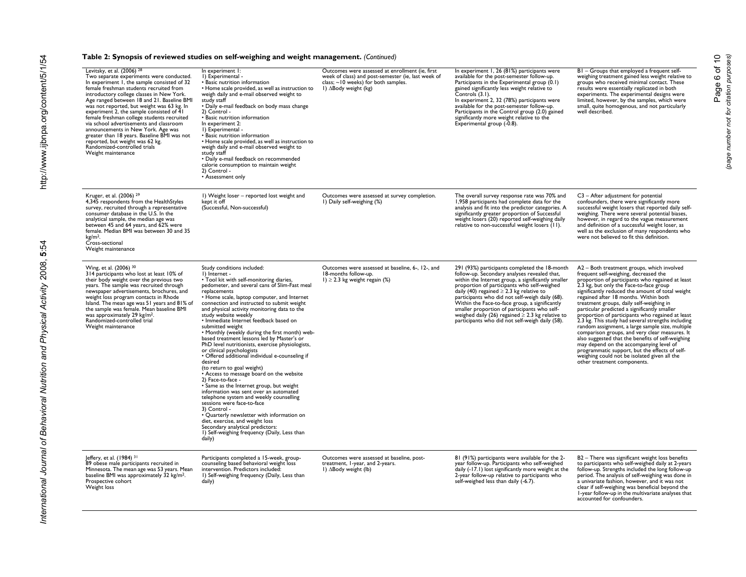**Table 2: Synopsis of reviewed studies on self-weighing and weight management.** *(Continued)*

| | | | | |
|---|---|---|---|---|
| Levitsky, et al. (2006) [28]<br>Two separate experiments were conducted. In experiment 1, the sample consisted of 32 female freshman students recruited from introductory college classes in New York. Age ranged between 18 and 21. Baseline BMI was not reported, but weight was 63 kg. In experiment 2, the sample consisted of 41 female freshman college students recruited via school advertisements and classroom announcements in New York. Age was greater than 18 years. Baseline BMI was not reported, but weight was 62 kg.<br>Randomized-controlled trials<br>Weight maintenance | In experiment 1:<br>1) Experimental -<br>• Basic nutrition information<br>• Home scale provided, as well as instruction to weigh daily and e-mail observed weight to study staff<br>• Daily e-mail feedback on body mass change<br>2) Control -<br>• Basic nutrition information<br>In experiment 2:<br>1) Experimental -<br>• Basic nutrition information<br>• Home scale provided, as well as instruction to weigh daily and e-mail observed weight to study staff<br>• Daily e-mail feedback on recommended calorie consumption to maintain weight<br>2) Control -<br>• Assessment only | Outcomes were assessed at enrollment (ie, first week of class) and post-semester (ie, last week of class; ~10 weeks) for both samples.<br>1) ΔBody weight (kg) | In experiment 1, 26 (81%) participants were available for the post-semester follow-up. Participants in the Experimental group (0.1) gained significantly less weight relative to Controls (3.1).<br>In experiment 2, 32 (78%) participants were available for the post-semester follow-up. Participants in the Control group (2.0) gained significantly more weight relative to the Experimental group (-0.8). | B1 – Groups that employed a frequent self-weighing treatment gained less weight relative to groups who received minimal contact. These results were essentially replicated in both experiments. The experimental designs were limited, however, by the samples, which were small, quite homogenous, and not particularly well described. |
| Kruger, et al. (2006) [29]<br>4,345 respondents from the HealthStyles survey, recruited through a representative consumer database in the U.S. In the analytical sample, the median age was between 45 and 64 years, and 62% were female. Median BMI was between 30 and 35 kg/m$^2$.<br>Cross-sectional<br>Weight maintenance | 1) Weight loser – reported lost weight and kept it off<br>(Successful, Non-successful) | Outcomes were assessed at survey completion.<br>1) Daily self-weighing (%) | The overall survey response rate was 70% and 1,958 participants had complete data for the analysis and fit into the predictor categories. A significantly greater proportion of Successful weight losers (20) reported self-weighing daily relative to non-successful weight losers (11). | C3 – After adjustment for potential confounders, there were significantly more successful weight losers that reported daily self-weighing. There were several potential biases, however, in regard to the vague measurement and definition of a successful weight loser, as well as the exclusion of many respondents who were not believed to fit this definition. |
| Wing, et al. (2006) [30]<br>314 participants who lost at least 10% of their body weight over the previous two years. The sample was recruited through newspaper advertisements, brochures, and weight loss program contacts in Rhode Island. The mean age was 51 years and 81% of the sample was female. Mean baseline BMI was approximately 29 kg/m$^2$.<br>Randomized-controlled trial<br>Weight maintenance | Study conditions included:<br>1) Internet -<br>• Tool kit with self-monitoring diaries, pedometer, and several cans of Slim-Fast meal replacements<br>• Home scale, laptop computer, and Internet connection and instructed to submit weight and physical activity monitoring data to the study website weekly<br>• Immediate Internet feedback based on submitted weight<br>• Monthly (weekly during the first month) web-based treatment lessons led by Master's or PhD level nutritionists, exercise physiologists, or clinical psychologists<br>• Offered additional individual e-counseling if desired<br>(to return to goal weight)<br>• Access to message board on the website<br>2) Face-to-face -<br>• Same as the Internet group, but weight information was sent over an automated telephone system and weekly counselling sessions were face-to-face<br>3) Control -<br>• Quarterly newsletter with information on diet, exercise, and weight loss<br>Secondary analytical predictors:<br>1) Self-weighing frequency (Daily, Less than daily) | Outcomes were assessed at baseline, 6-, 12-, and 18-months follow-up.<br>1) ≥ 2.3 kg weight regain (%) | 291 (93%) participants completed the 18-month follow-up. Secondary analyses revealed that, within the Internet group, a significantly smaller proportion of participants who self-weighed daily (40) regained ≥ 2.3 kg relative to participants who did not self-weigh daily (68). Within the Face-to-face group, a significantly smaller proportion of participants who self-weighed daily (26) regained ≥ 2.3 kg relative to participants who did not self-weigh daily (58). | A2 – Both treatment groups, which involved frequent self-weighing, decreased the proportion of participants who regained at least 2.3 kg, but only the Face-to-face group significantly reduced the amount of total weight regained after 18 months. Within both treatment groups, daily self-weighing in particular predicted a significantly smaller proportion of participants who regained at least 2.3 kg. This study had several strengths including random assignment, a large sample size, multiple comparison groups, and very clear measures. It also suggested that the benefits of self-weighing may depend on the accompanying level of programmatic support, but the effects of self-weighing could not be isolated given all the other treatment components. |
| Jeffery, et al. (1984) [31]<br>89 obese male participants recruited in Minnesota. The mean age was 53 years. Mean baseline BMI was approximately 32 kg/m$^2$.<br>Prospective cohort<br>Weight loss | Participants completed a 15-week, group-counseling based behavioral weight loss intervention. Predictors included:<br>1) Self-weighing frequency (Daily, Less than daily) | Outcomes were assessed at baseline, post-treatment, 1-year, and 2-years.<br>1) ΔBody weight (lb) | 81 (91%) participants were available for the 2-year follow-up. Participants who self-weighed daily (-17.1) lost significantly more weight at the 2-year follow-up relative to participants who self-weighed less than daily (-6.7). | B2 – There was significant weight loss benefits to participants who self-weighed daily at 2-years follow-up. Strengths included the long follow-up period. The analysis of self-weighing was done in a univariate fashion, however, and it was not clear if self-weighing was beneficial beyond the 1-year follow-up in the multivariate analyses that accounted for confounders. |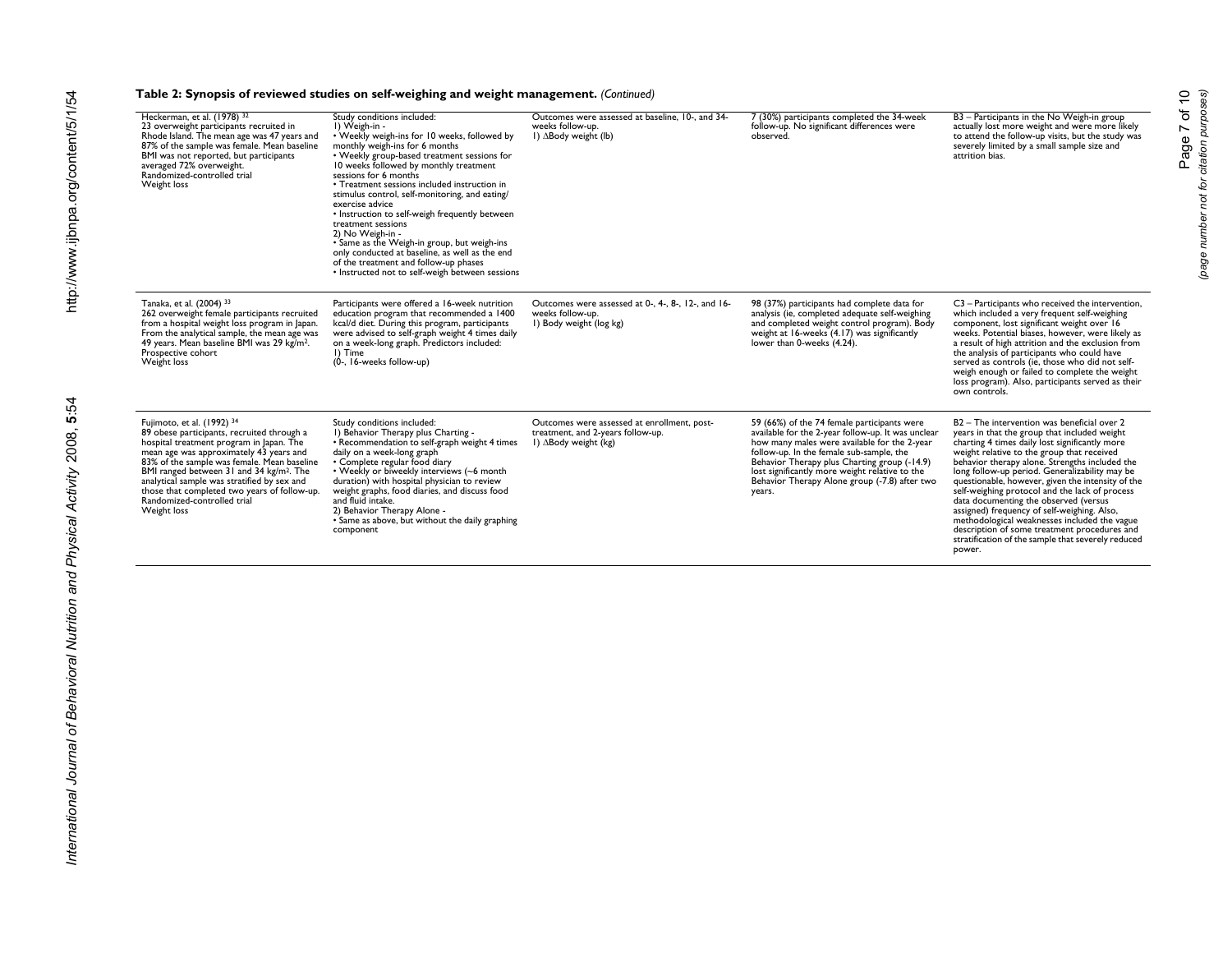**Table 2: Synopsis of reviewed studies on self-weighing and weight management.** *(Continued)*

| | | | | |
|---|---|---|---|---|
| Heckerman, et al. (1978) [32]<br>23 overweight participants recruited in Rhode Island. The mean age was 47 years and 87% of the sample was female. Mean baseline BMI was not reported, but participants averaged 72% overweight.<br>Randomized-controlled trial<br>Weight loss | Study conditions included:<br>1) Weigh-in -<br>• Weekly weigh-ins for 10 weeks, followed by monthly weigh-ins for 6 months<br>• Weekly group-based treatment sessions for 10 weeks followed by monthly treatment sessions for 6 months<br>• Treatment sessions included instruction in stimulus control, self-monitoring, and eating/exercise advice<br>• Instruction to self-weigh frequently between treatment sessions<br>2) No Weigh-in -<br>• Same as the Weigh-in group, but weigh-ins only conducted at baseline, as well as the end of the treatment and follow-up phases<br>• Instructed not to self-weigh between sessions | Outcomes were assessed at baseline, 10-, and 34-weeks follow-up.<br>1) ΔBody weight (lb) | 7 (30%) participants completed the 34-week follow-up. No significant differences were observed. | B3 – Participants in the No Weigh-in group actually lost more weight and were more likely to attend the follow-up visits, but the study was severely limited by a small sample size and attrition bias. |
| Tanaka, et al. (2004) [33]<br>262 overweight female participants recruited from a hospital weight loss program in Japan. From the analytical sample, the mean age was 49 years. Mean baseline BMI was 29 kg/m². Prospective cohort<br>Weight loss | Participants were offered a 16-week nutrition education program that recommended a 1400 kcal/d diet. During this program, participants were advised to self-graph weight 4 times daily on a week-long graph. Predictors included:<br>1) Time<br>(0-, 16-weeks follow-up) | Outcomes were assessed at 0-, 4-, 8-, 12-, and 16-weeks follow-up.<br>1) Body weight (log kg) | 98 (37%) participants had complete data for analysis (ie, completed adequate self-weighing and completed weight control program). Body weight at 16-weeks (4.17) was significantly lower than 0-weeks (4.24). | C3 – Participants who received the intervention, which included a very frequent self-weighing component, lost significant weight over 16 weeks. Potential biases, however, were likely as a result of high attrition and the exclusion from the analysis of participants who could have served as controls (ie, those who did not self-weigh enough or failed to complete the weight loss program). Also, participants served as their own controls. |
| Fujimoto, et al. (1992) [34]<br>89 obese participants, recruited through a hospital treatment program in Japan. The mean age was approximately 43 years and 83% of the sample was female. Mean baseline BMI ranged between 31 and 34 kg/m². The analytical sample was stratified by sex and those that completed two years of follow-up.<br>Randomized-controlled trial<br>Weight loss | Study conditions included:<br>1) Behavior Therapy plus Charting -<br>• Recommendation to self-graph weight 4 times daily on a week-long graph<br>• Complete regular food diary<br>• Weekly or biweekly interviews (~6 month duration) with hospital physician to review weight graphs, food diaries, and discuss food and fluid intake.<br>2) Behavior Therapy Alone -<br>• Same as above, but without the daily graphing component | Outcomes were assessed at enrollment, post-treatment, and 2-years follow-up.<br>1) ΔBody weight (kg) | 59 (66%) of the 74 female participants were available for the 2-year follow-up. It was unclear how many males were available for the 2-year follow-up. In the female sub-sample, the Behavior Therapy plus Charting group (-14.9) lost significantly more weight relative to the Behavior Therapy Alone group (-7.8) after two years. | B2 – The intervention was beneficial over 2 years in that the group that included weight charting 4 times daily lost significantly more weight relative to the group that received behavior therapy alone. Strengths included the long follow-up period. Generalizability may be questionable, however, given the intensity of the self-weighing protocol and the lack of process data documenting the observed (versus assigned) frequency of self-weighing. Also, methodological weaknesses included the vague description of some treatment procedures and stratification of the sample that severely reduced power. |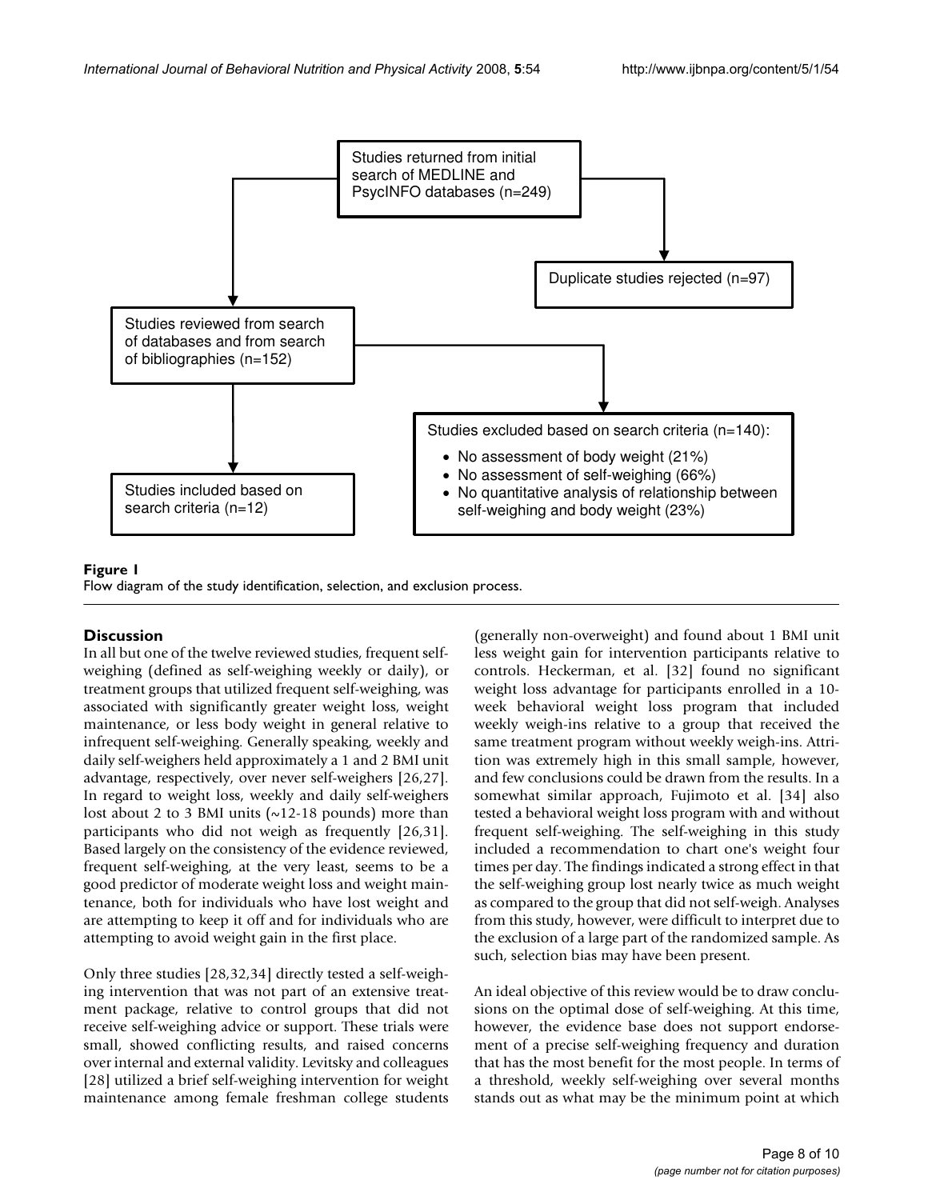Studies returned from initial search of MEDLINE and PsycINFO databases (n=249)

Duplicate studies rejected (n=97)

Studies reviewed from search of databases and from search of bibliographies (n=152)

Studies excluded based on search criteria (n=140):

- No assessment of body weight (21%)
- No assessment of self-weighing (66%)
- No quantitative analysis of relationship between self-weighing and body weight (23%)

Studies included based on search criteria (n=12)

**Figure 1**
Flow diagram of the study identification, selection, and exclusion process.

## Discussion

In all but one of the twelve reviewed studies, frequent self-weighing (defined as self-weighing weekly or daily), or treatment groups that utilized frequent self-weighing, was associated with significantly greater weight loss, weight maintenance, or less body weight in general relative to infrequent self-weighing. Generally speaking, weekly and daily self-weighers held approximately a 1 and 2 BMI unit advantage, respectively, over never self-weighers [26,27]. In regard to weight loss, weekly and daily self-weighers lost about 2 to 3 BMI units (~12-18 pounds) more than participants who did not weigh as frequently [26,31]. Based largely on the consistency of the evidence reviewed, frequent self-weighing, at the very least, seems to be a good predictor of moderate weight loss and weight maintenance, both for individuals who have lost weight and are attempting to keep it off and for individuals who are attempting to avoid weight gain in the first place.

Only three studies [28,32,34] directly tested a self-weighing intervention that was not part of an extensive treatment package, relative to control groups that did not receive self-weighing advice or support. These trials were small, showed conflicting results, and raised concerns over internal and external validity. Levitsky and colleagues [28] utilized a brief self-weighing intervention for weight maintenance among female freshman college students (generally non-overweight) and found about 1 BMI unit less weight gain for intervention participants relative to controls. Heckerman, et al. [32] found no significant weight loss advantage for participants enrolled in a 10-week behavioral weight loss program that included weekly weigh-ins relative to a group that received the same treatment program without weekly weigh-ins. Attrition was extremely high in this small sample, however, and few conclusions could be drawn from the results. In a somewhat similar approach, Fujimoto et al. [34] also tested a behavioral weight loss program with and without frequent self-weighing. The self-weighing in this study included a recommendation to chart one's weight four times per day. The findings indicated a strong effect in that the self-weighing group lost nearly twice as much weight as compared to the group that did not self-weigh. Analyses from this study, however, were difficult to interpret due to the exclusion of a large part of the randomized sample. As such, selection bias may have been present.

An ideal objective of this review would be to draw conclusions on the optimal dose of self-weighing. At this time, however, the evidence base does not support endorsement of a precise self-weighing frequency and duration that has the most benefit for the most people. In terms of a threshold, weekly self-weighing over several months stands out as what may be the minimum point at which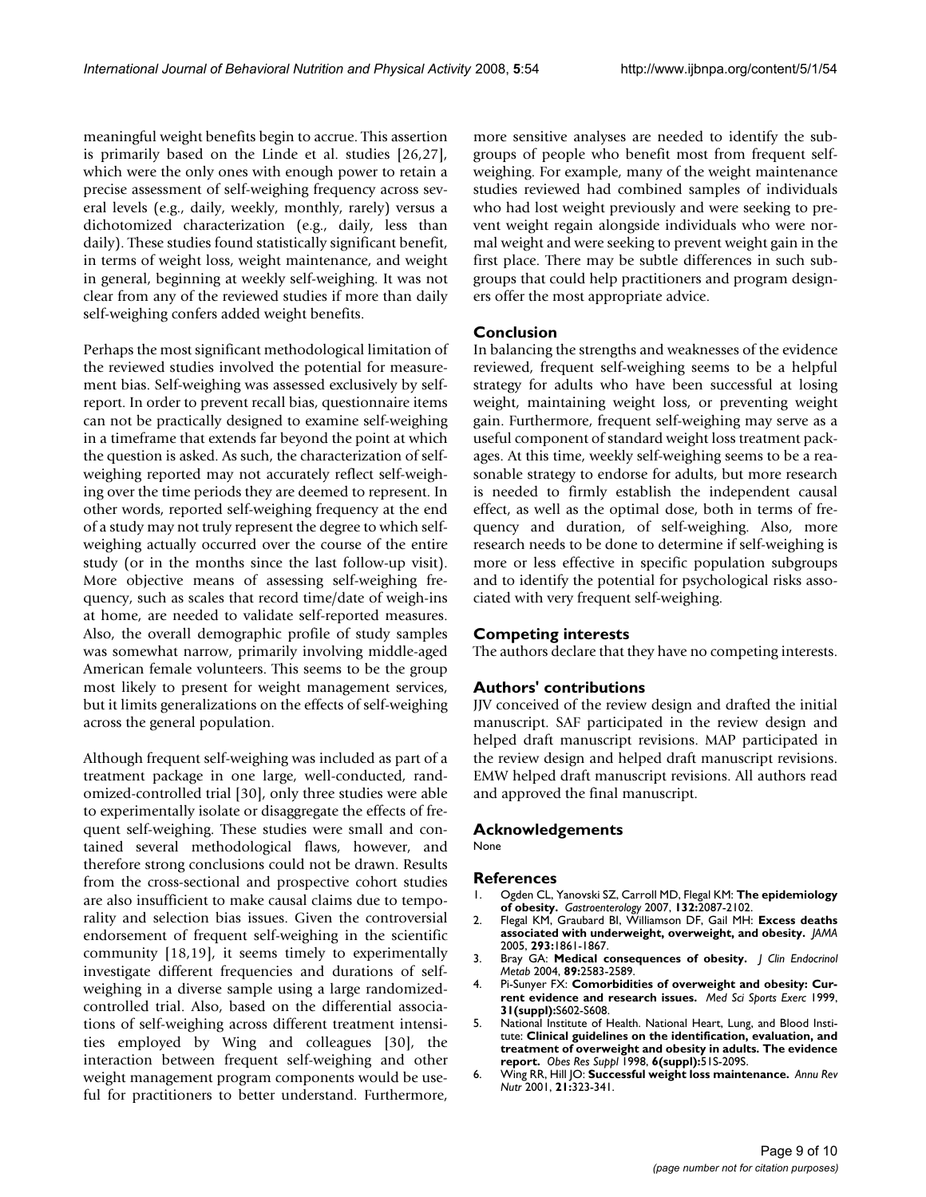meaningful weight benefits begin to accrue. This assertion is primarily based on the Linde et al. studies [26,27], which were the only ones with enough power to retain a precise assessment of self-weighing frequency across several levels (e.g., daily, weekly, monthly, rarely) versus a dichotomized characterization (e.g., daily, less than daily). These studies found statistically significant benefit, in terms of weight loss, weight maintenance, and weight in general, beginning at weekly self-weighing. It was not clear from any of the reviewed studies if more than daily self-weighing confers added weight benefits.

Perhaps the most significant methodological limitation of the reviewed studies involved the potential for measurement bias. Self-weighing was assessed exclusively by self-report. In order to prevent recall bias, questionnaire items can not be practically designed to examine self-weighing in a timeframe that extends far beyond the point at which the question is asked. As such, the characterization of self-weighing reported may not accurately reflect self-weighing over the time periods they are deemed to represent. In other words, reported self-weighing frequency at the end of a study may not truly represent the degree to which self-weighing actually occurred over the course of the entire study (or in the months since the last follow-up visit). More objective means of assessing self-weighing frequency, such as scales that record time/date of weigh-ins at home, are needed to validate self-reported measures. Also, the overall demographic profile of study samples was somewhat narrow, primarily involving middle-aged American female volunteers. This seems to be the group most likely to present for weight management services, but it limits generalizations on the effects of self-weighing across the general population.

Although frequent self-weighing was included as part of a treatment package in one large, well-conducted, randomized-controlled trial [30], only three studies were able to experimentally isolate or disaggregate the effects of frequent self-weighing. These studies were small and contained several methodological flaws, however, and therefore strong conclusions could not be drawn. Results from the cross-sectional and prospective cohort studies are also insufficient to make causal claims due to temporality and selection bias issues. Given the controversial endorsement of frequent self-weighing in the scientific community [18,19], it seems timely to experimentally investigate different frequencies and durations of self-weighing in a diverse sample using a large randomized-controlled trial. Also, based on the differential associations of self-weighing across different treatment intensities employed by Wing and colleagues [30], the interaction between frequent self-weighing and other weight management program components would be useful for practitioners to better understand. Furthermore, more sensitive analyses are needed to identify the subgroups of people who benefit most from frequent self-weighing. For example, many of the weight maintenance studies reviewed had combined samples of individuals who had lost weight previously and were seeking to prevent weight regain alongside individuals who were normal weight and were seeking to prevent weight gain in the first place. There may be subtle differences in such subgroups that could help practitioners and program designers offer the most appropriate advice.

## Conclusion

In balancing the strengths and weaknesses of the evidence reviewed, frequent self-weighing seems to be a helpful strategy for adults who have been successful at losing weight, maintaining weight loss, or preventing weight gain. Furthermore, frequent self-weighing may serve as a useful component of standard weight loss treatment packages. At this time, weekly self-weighing seems to be a reasonable strategy to endorse for adults, but more research is needed to firmly establish the independent causal effect, as well as the optimal dose, both in terms of frequency and duration, of self-weighing. Also, more research needs to be done to determine if self-weighing is more or less effective in specific population subgroups and to identify the potential for psychological risks associated with very frequent self-weighing.

## Competing interests

The authors declare that they have no competing interests.

## Authors' contributions

JJV conceived of the review design and drafted the initial manuscript. SAF participated in the review design and helped draft manuscript revisions. MAP participated in the review design and helped draft manuscript revisions. EMW helped draft manuscript revisions. All authors read and approved the final manuscript.

## Acknowledgements

None

## References

1. Ogden CL, Yanovski SZ, Carroll MD, Flegal KM: **The epidemiology of obesity.** *Gastroenterology* 2007, **132:**2087-2102.
2. Flegal KM, Graubard BI, Williamson DF, Gail MH: **Excess deaths associated with underweight, overweight, and obesity.** *JAMA* 2005, **293:**1861-1867.
3. Bray GA: **Medical consequences of obesity.** *J Clin Endocrinol Metab* 2004, **89:**2583-2589.
4. Pi-Sunyer FX: **Comorbidities of overweight and obesity: Current evidence and research issues.** *Med Sci Sports Exerc* 1999, **31(suppl):**S602-S608.
5. National Institute of Health. National Heart, Lung, and Blood Institute: **Clinical guidelines on the identification, evaluation, and treatment of overweight and obesity in adults. The evidence report.** *Obes Res Suppl* 1998, **6(suppl):**51S-209S.
6. Wing RR, Hill JO: **Successful weight loss maintenance.** *Annu Rev Nutr* 2001, **21:**323-341.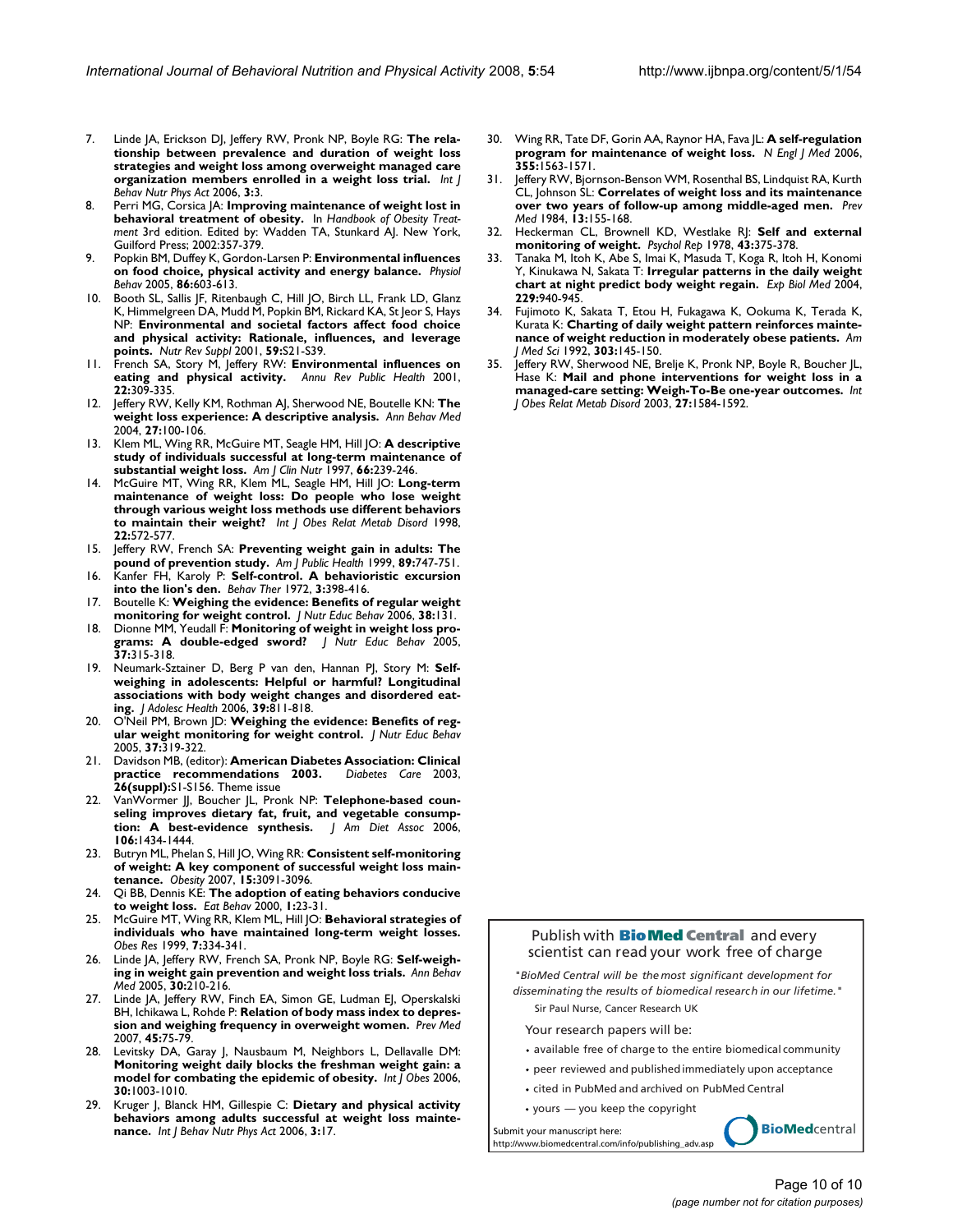7. Linde JA, Erickson DJ, Jeffery RW, Pronk NP, Boyle RG: **The relationship between prevalence and duration of weight loss strategies and weight loss among overweight managed care organization members enrolled in a weight loss trial.** *Int J Behav Nutr Phys Act* 2006, **3:**3.
8. Perri MG, Corsica JA: **Improving maintenance of weight lost in behavioral treatment of obesity.** In *Handbook of Obesity Treatment* 3rd edition. Edited by: Wadden TA, Stunkard AJ. New York, Guilford Press; 2002:357-379.
9. Popkin BM, Duffey K, Gordon-Larsen P: **Environmental influences on food choice, physical activity and energy balance.** *Physiol Behav* 2005, **86:**603-613.
10. Booth SL, Sallis JF, Ritenbaugh C, Hill JO, Birch LL, Frank LD, Glanz K, Himmelgreen DA, Mudd M, Popkin BM, Rickard KA, St Jeor S, Hays NP: **Environmental and societal factors affect food choice and physical activity: Rationale, influences, and leverage points.** *Nutr Rev Suppl* 2001, **59:**S21-S39.
11. French SA, Story M, Jeffery RW: **Environmental influences on eating and physical activity.** *Annu Rev Public Health* 2001, **22:**309-335.
12. Jeffery RW, Kelly KM, Rothman AJ, Sherwood NE, Boutelle KN: **The weight loss experience: A descriptive analysis.** *Ann Behav Med* 2004, **27:**100-106.
13. Klem ML, Wing RR, McGuire MT, Seagle HM, Hill JO: **A descriptive study of individuals successful at long-term maintenance of substantial weight loss.** *Am J Clin Nutr* 1997, **66:**239-246.
14. McGuire MT, Wing RR, Klem ML, Seagle HM, Hill JO: **Long-term maintenance of weight loss: Do people who lose weight through various weight loss methods use different behaviors to maintain their weight?** *Int J Obes Relat Metab Disord* 1998, **22:**572-577.
15. Jeffery RW, French SA: **Preventing weight gain in adults: The pound of prevention study.** *Am J Public Health* 1999, **89:**747-751.
16. Kanfer FH, Karoly P: **Self-control. A behavioristic excursion into the lion's den.** *Behav Ther* 1972, **3:**398-416.
17. Boutelle K: **Weighing the evidence: Benefits of regular weight monitoring for weight control.** *J Nutr Educ Behav* 2006, **38:**131.
18. Dionne MM, Yeudall F: **Monitoring of weight in weight loss programs: A double-edged sword?** *J Nutr Educ Behav* 2005, **37:**315-318.
19. Neumark-Sztainer D, Berg P van den, Hannan PJ, Story M: **Self-weighing in adolescents: Helpful or harmful? Longitudinal associations with body weight changes and disordered eating.** *J Adolesc Health* 2006, **39:**811-818.
20. O'Neil PM, Brown JD: **Weighing the evidence: Benefits of regular weight monitoring for weight control.** *J Nutr Educ Behav* 2005, **37:**319-322.
21. Davidson MB, (editor): **American Diabetes Association: Clinical practice recommendations 2003.** *Diabetes Care* 2003, **26(suppl):**S1-S156. Theme issue
22. VanWormer JJ, Boucher JL, Pronk NP: **Telephone-based counseling improves dietary fat, fruit, and vegetable consumption: A best-evidence synthesis.** *J Am Diet Assoc* 2006, **106:**1434-1444.
23. Butryn ML, Phelan S, Hill JO, Wing RR: **Consistent self-monitoring of weight: A key component of successful weight loss maintenance.** *Obesity* 2007, **15:**3091-3096.
24. Qi BB, Dennis KE: **The adoption of eating behaviors conducive to weight loss.** *Eat Behav* 2000, **1:**23-31.
25. McGuire MT, Wing RR, Klem ML, Hill JO: **Behavioral strategies of individuals who have maintained long-term weight losses.** *Obes Res* 1999, **7:**334-341.
26. Linde JA, Jeffery RW, French SA, Pronk NP, Boyle RG: **Self-weighing in weight gain prevention and weight loss trials.** *Ann Behav Med* 2005, **30:**210-216.
27. Linde JA, Jeffery RW, Finch EA, Simon GE, Ludman EJ, Operskalski BH, Ichikawa L, Rohde P: **Relation of body mass index to depression and weighing frequency in overweight women.** *Prev Med* 2007, **45:**75-79.
28. Levitsky DA, Garay J, Nausbaum M, Neighbors L, Dellavalle DM: **Monitoring weight daily blocks the freshman weight gain: a model for combating the epidemic of obesity.** *Int J Obes* 2006, **30:**1003-1010.
29. Kruger J, Blanck HM, Gillespie C: **Dietary and physical activity behaviors among adults successful at weight loss maintenance.** *Int J Behav Nutr Phys Act* 2006, **3:**17.
30. Wing RR, Tate DF, Gorin AA, Raynor HA, Fava JL: **A self-regulation program for maintenance of weight loss.** *N Engl J Med* 2006, **355:**1563-1571.
31. Jeffery RW, Bjornson-Benson WM, Rosenthal BS, Lindquist RA, Kurth CL, Johnson SL: **Correlates of weight loss and its maintenance over two years of follow-up among middle-aged men.** *Prev Med* 1984, **13:**155-168.
32. Heckerman CL, Brownell KD, Westlake RJ: **Self and external monitoring of weight.** *Psychol Rep* 1978, **43:**375-378.
33. Tanaka M, Itoh K, Abe S, Imai K, Masuda T, Koga R, Itoh H, Konomi Y, Kinukawa N, Sakata T: **Irregular patterns in the daily weight chart at night predict body weight regain.** *Exp Biol Med* 2004, **229:**940-945.
34. Fujimoto K, Sakata T, Etou H, Fukagawa K, Ookuma K, Terada K, Kurata K: **Charting of daily weight pattern reinforces maintenance of weight reduction in moderately obese patients.** *Am J Med Sci* 1992, **303:**145-150.
35. Jeffery RW, Sherwood NE, Brelje K, Pronk NP, Boyle R, Boucher JL, Hase K: **Mail and phone interventions for weight loss in a managed-care setting: Weigh-To-Be one-year outcomes.** *Int J Obes Relat Metab Disord* 2003, **27:**1584-1592.

Publish with **BioMed Central** and every scientist can read your work free of charge

*"BioMed Central will be the most significant development for disseminating the results of biomedical research in our lifetime."*

Sir Paul Nurse, Cancer Research UK

Your research papers will be:

- available free of charge to the entire biomedical community
- peer reviewed and published immediately upon acceptance
- cited in PubMed and archived on PubMed Central
- yours — you keep the copyright

Submit your manuscript here:
http://www.biomedcentral.com/info/publishing_adv.asp

BioMedcentral